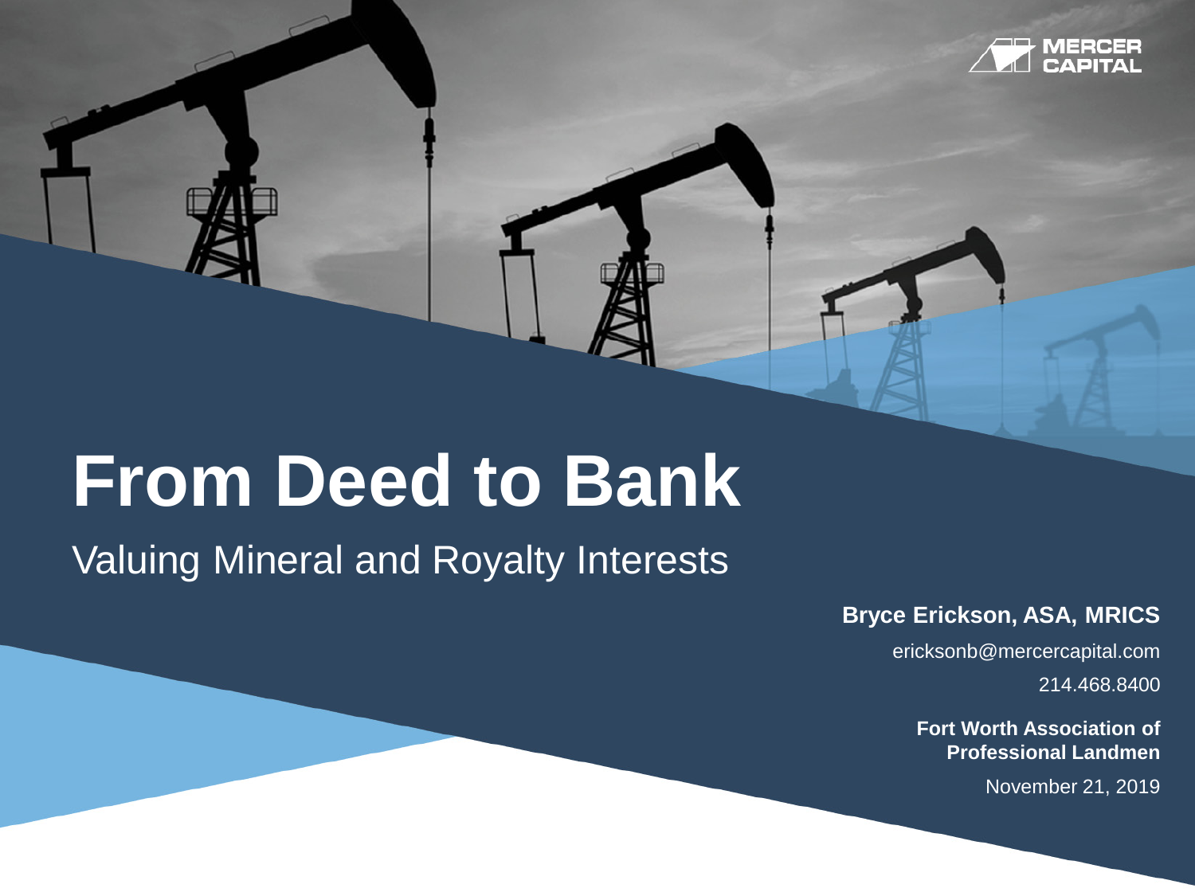MERCER CAPITAL

# From Deed to Bank

## Valuing Mineral and Royalty Interests

**Bryce Erickson, ASA, MRICS**

ericksonb@mercercapital.com

214.468.8400

**Fort Worth Association of Professional Landmen**

November 21, 2019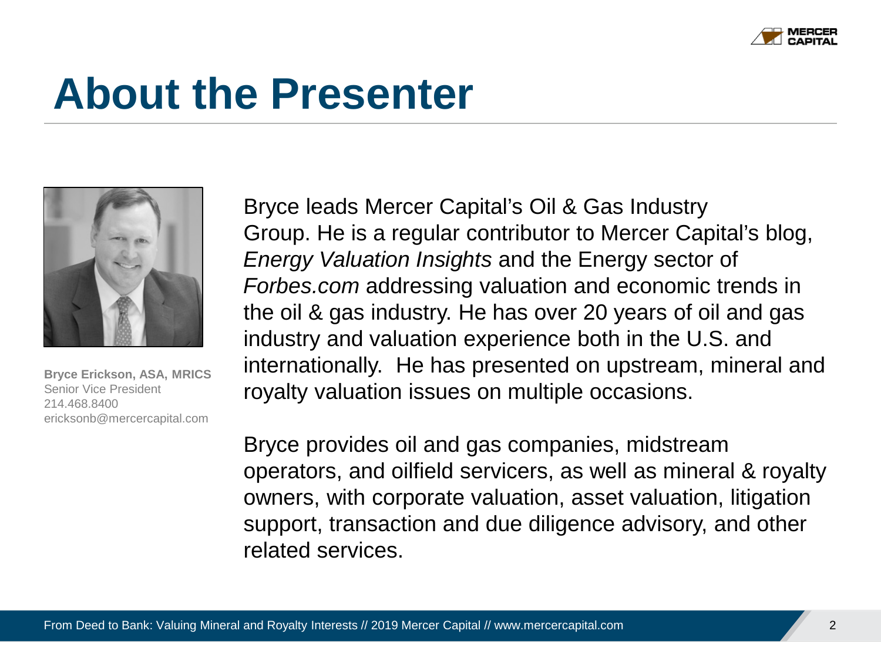# About the Presenter

**Bryce Erickson, ASA, MRICS**
Senior Vice President
214.468.8400
ericksonb@mercercapital.com

Bryce leads Mercer Capital's Oil & Gas Industry Group. He is a regular contributor to Mercer Capital's blog, *Energy Valuation Insights* and the Energy sector of *Forbes.com* addressing valuation and economic trends in the oil & gas industry. He has over 20 years of oil and gas industry and valuation experience both in the U.S. and internationally. He has presented on upstream, mineral and royalty valuation issues on multiple occasions.

Bryce provides oil and gas companies, midstream operators, and oilfield servicers, as well as mineral & royalty owners, with corporate valuation, asset valuation, litigation support, transaction and due diligence advisory, and other related services.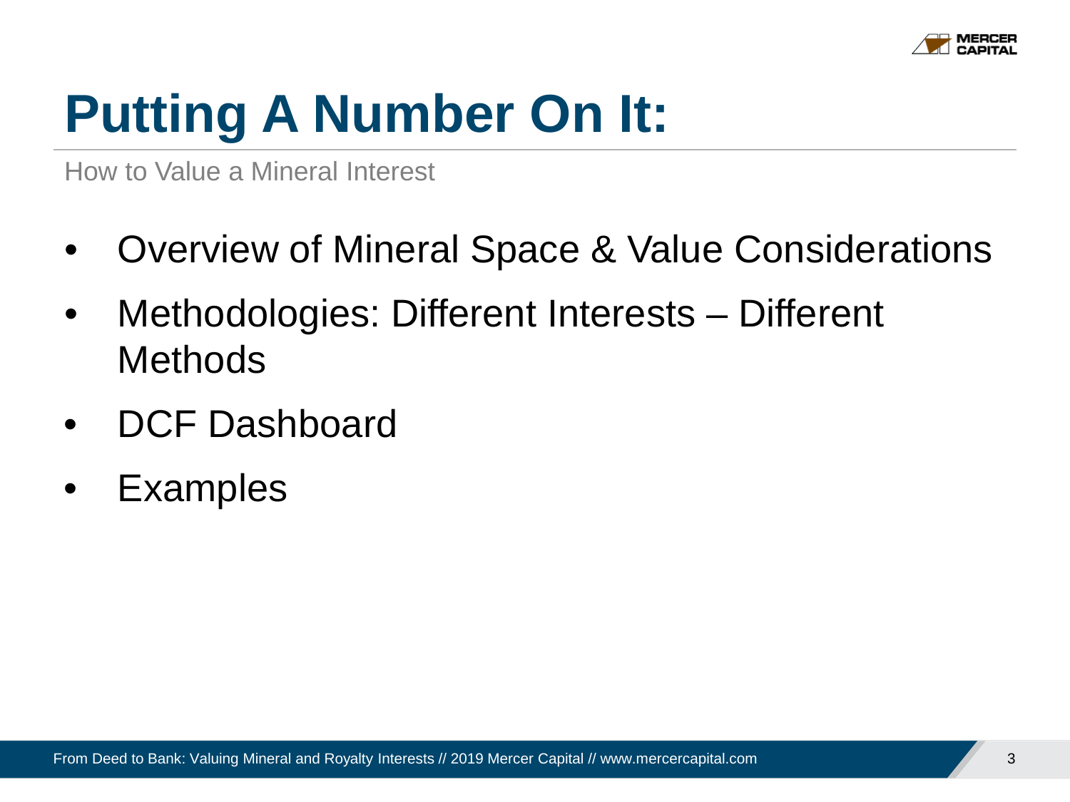# Putting A Number On It:

How to Value a Mineral Interest

- Overview of Mineral Space & Value Considerations
- Methodologies: Different Interests – Different Methods
- DCF Dashboard
- Examples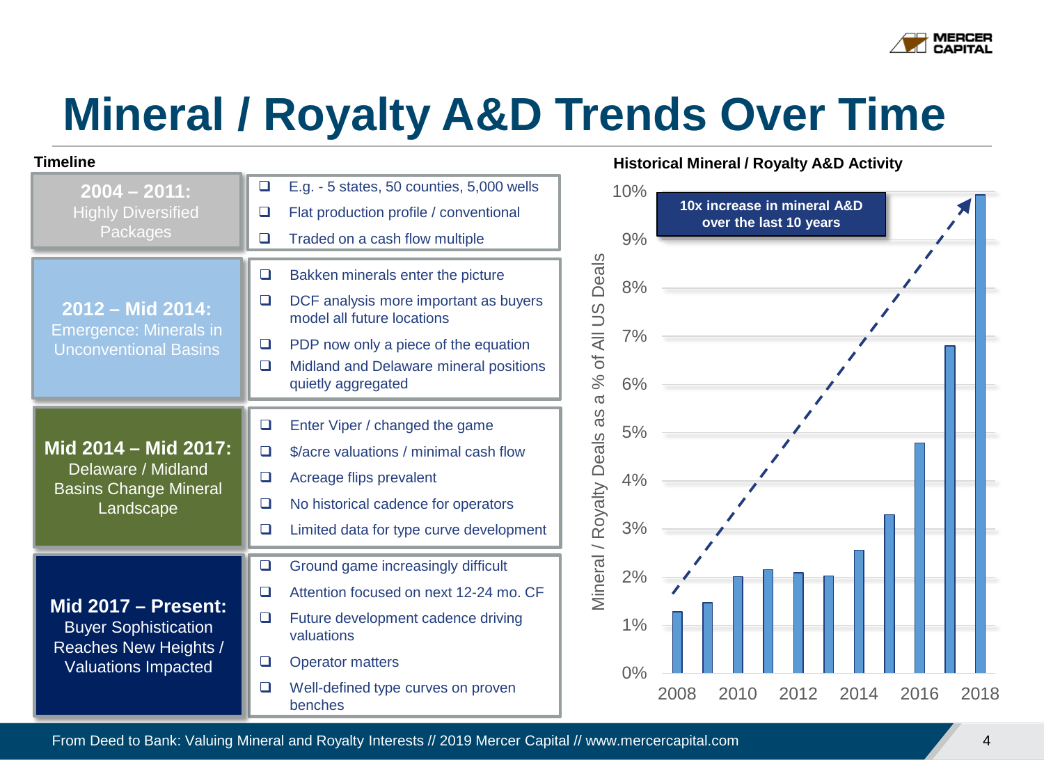# Mineral / Royalty A&D Trends Over Time

**Timeline**

**2004 – 2011:** Highly Diversified Packages

- E.g. - 5 states, 50 counties, 5,000 wells
- Flat production profile / conventional
- Traded on a cash flow multiple

**2012 – Mid 2014:** Emergence: Minerals in Unconventional Basins

- Bakken minerals enter the picture
- DCF analysis more important as buyers model all future locations
- PDP now only a piece of the equation
- Midland and Delaware mineral positions quietly aggregated

**Mid 2014 – Mid 2017:** Delaware / Midland Basins Change Mineral Landscape

- Enter Viper / changed the game
- $/acre valuations / minimal cash flow
- Acreage flips prevalent
- No historical cadence for operators
- Limited data for type curve development

**Mid 2017 – Present:** Buyer Sophistication Reaches New Heights / Valuations Impacted

- Ground game increasingly difficult
- Attention focused on next 12-24 mo. CF
- Future development cadence driving valuations
- Operator matters
- Well-defined type curves on proven benches

**Historical Mineral / Royalty A&D Activity**

10x increase in mineral A&D over the last 10 years

Mineral / Royalty Deals as a % of All US Deals

| Year | % of All US Deals (approx.) |
|---|---|
| 2008 | 1.3% |
| 2009 | 1.5% |
| 2010 | 2.0% |
| 2011 | 2.2% |
| 2012 | 2.1% |
| 2013 | 2.0% |
| 2014 | 2.6% |
| 2015 | 3.3% |
| 2016 | 4.8% |
| 2017 | 6.8% |
| 2018 | 9.9% |

From Deed to Bank: Valuing Mineral and Royalty Interests // 2019 Mercer Capital // www.mercercapital.com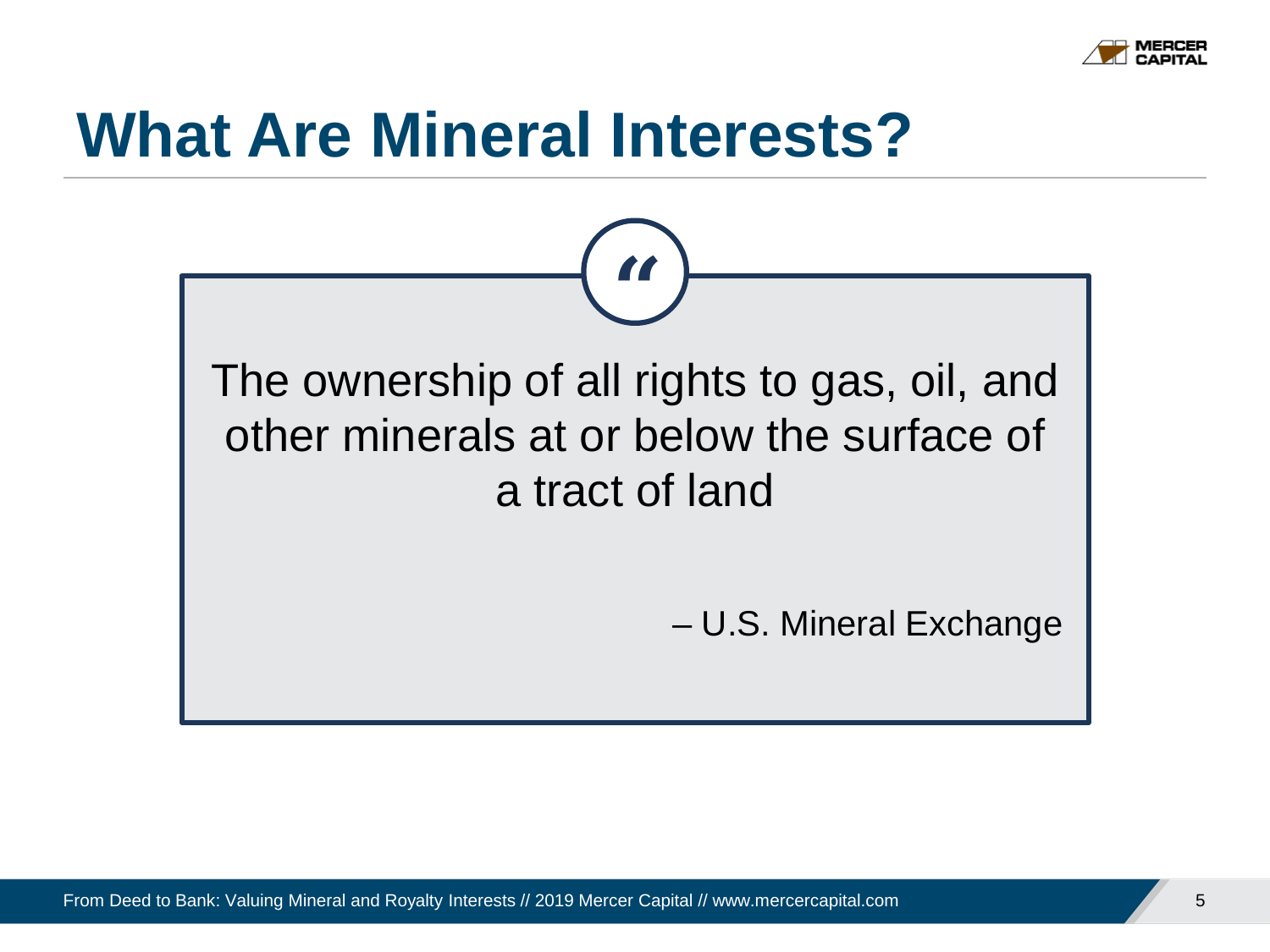# What Are Mineral Interests?

> The ownership of all rights to gas, oil, and other minerals at or below the surface of a tract of land
>
> – U.S. Mineral Exchange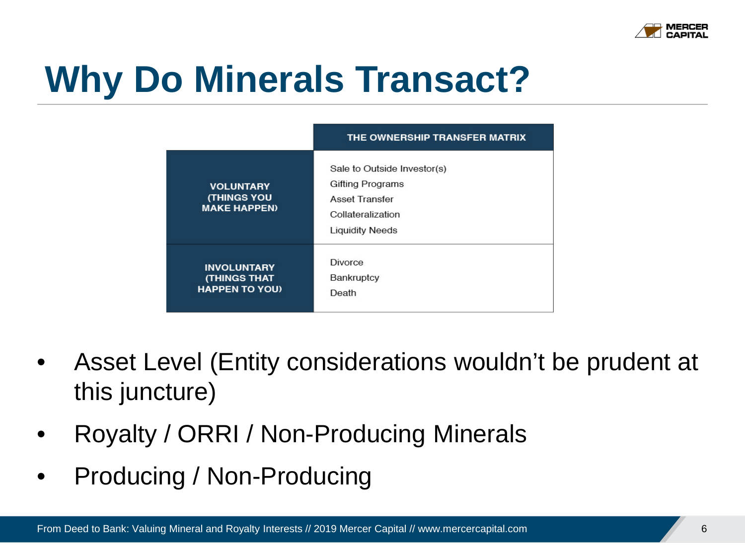# Why Do Minerals Transact?

| | THE OWNERSHIP TRANSFER MATRIX |
|---|---|
| **VOLUNTARY (THINGS YOU MAKE HAPPEN)** | Sale to Outside Investor(s)<br>Gifting Programs<br>Asset Transfer<br>Collateralization<br>Liquidity Needs |
| **INVOLUNTARY (THINGS THAT HAPPEN TO YOU)** | Divorce<br>Bankruptcy<br>Death |

- Asset Level (Entity considerations wouldn't be prudent at this juncture)
- Royalty / ORRI / Non-Producing Minerals
- Producing / Non-Producing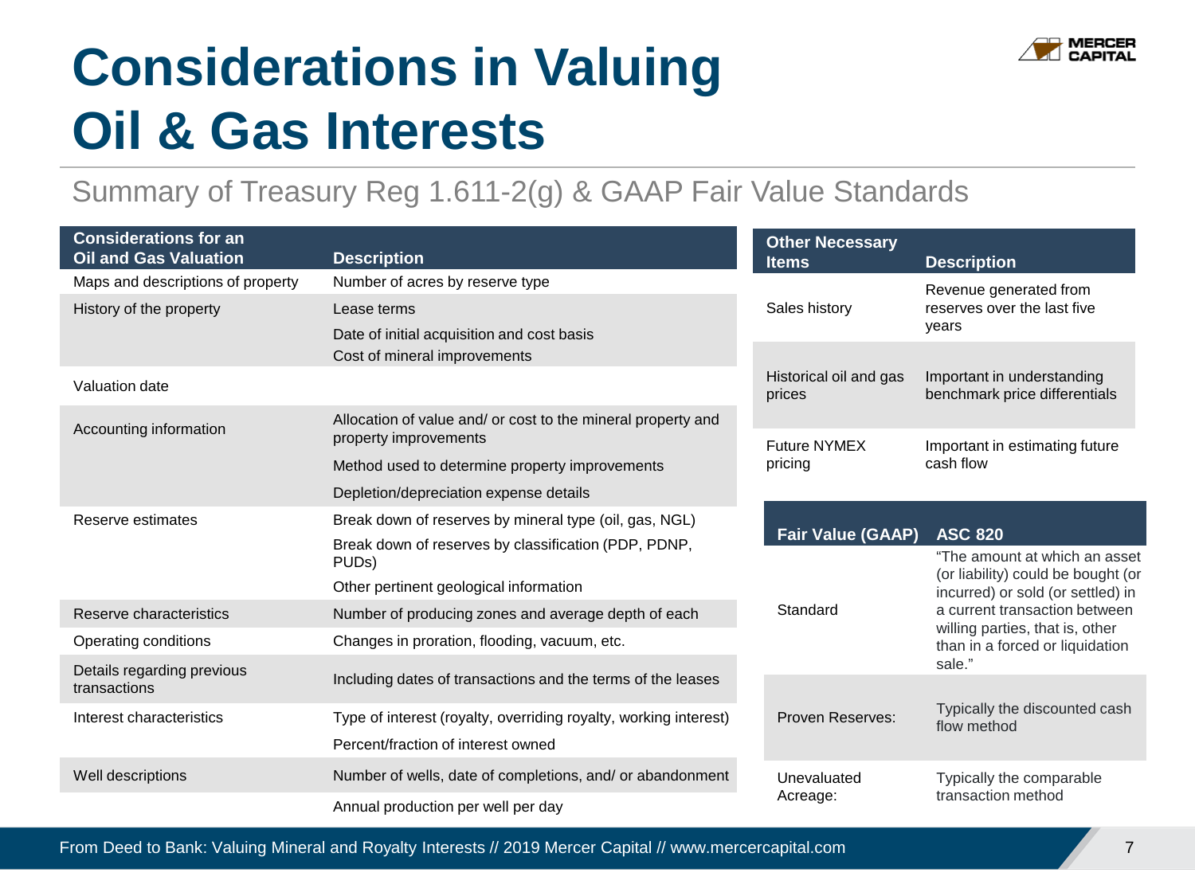# Considerations in Valuing Oil & Gas Interests

## Summary of Treasury Reg 1.611-2(g) & GAAP Fair Value Standards

| Considerations for an Oil and Gas Valuation | Description |
|---|---|
| Maps and descriptions of property | Number of acres by reserve type |
| History of the property | Lease terms |
| | Date of initial acquisition and cost basis |
| | Cost of mineral improvements |
| Valuation date | |
| Accounting information | Allocation of value and/ or cost to the mineral property and property improvements |
| | Method used to determine property improvements |
| | Depletion/depreciation expense details |
| Reserve estimates | Break down of reserves by mineral type (oil, gas, NGL) |
| | Break down of reserves by classification (PDP, PDNP, PUDs) |
| | Other pertinent geological information |
| Reserve characteristics | Number of producing zones and average depth of each |
| Operating conditions | Changes in proration, flooding, vacuum, etc. |
| Details regarding previous transactions | Including dates of transactions and the terms of the leases |
| Interest characteristics | Type of interest (royalty, overriding royalty, working interest) |
| | Percent/fraction of interest owned |
| Well descriptions | Number of wells, date of completions, and/ or abandonment |
| | Annual production per well per day |

| Other Necessary Items | Description |
|---|---|
| Sales history | Revenue generated from reserves over the last five years |
| Historical oil and gas prices | Important in understanding benchmark price differentials |
| Future NYMEX pricing | Important in estimating future cash flow |

| Fair Value (GAAP) | ASC 820 |
|---|---|
| Standard | "The amount at which an asset (or liability) could be bought (or incurred) or sold (or settled) in a current transaction between willing parties, that is, other than in a forced or liquidation sale." |
| Proven Reserves: | Typically the discounted cash flow method |
| Unevaluated Acreage: | Typically the comparable transaction method |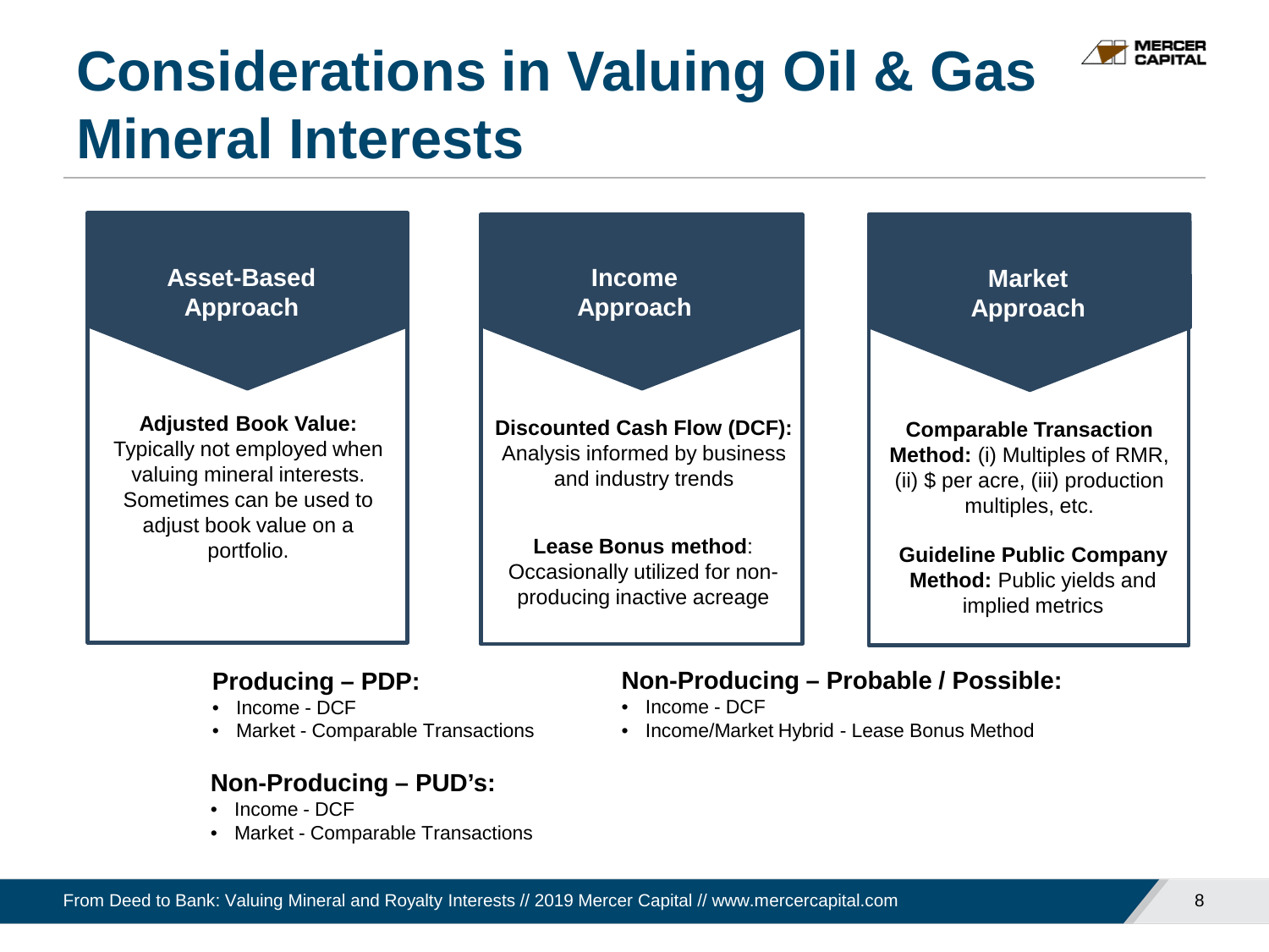# Considerations in Valuing Oil & Gas Mineral Interests

### Asset-Based Approach

**Adjusted Book Value:** Typically not employed when valuing mineral interests. Sometimes can be used to adjust book value on a portfolio.

### Income Approach

**Discounted Cash Flow (DCF):** Analysis informed by business and industry trends

**Lease Bonus method**: Occasionally utilized for non-producing inactive acreage

### Market Approach

**Comparable Transaction Method:** (i) Multiples of RMR, (ii) $ per acre, (iii) production multiples, etc.

**Guideline Public Company Method:** Public yields and implied metrics

**Producing – PDP:**

- Income - DCF
- Market - Comparable Transactions

**Non-Producing – PUD's:**

- Income - DCF
- Market - Comparable Transactions

**Non-Producing – Probable / Possible:**

- Income - DCF
- Income/Market Hybrid - Lease Bonus Method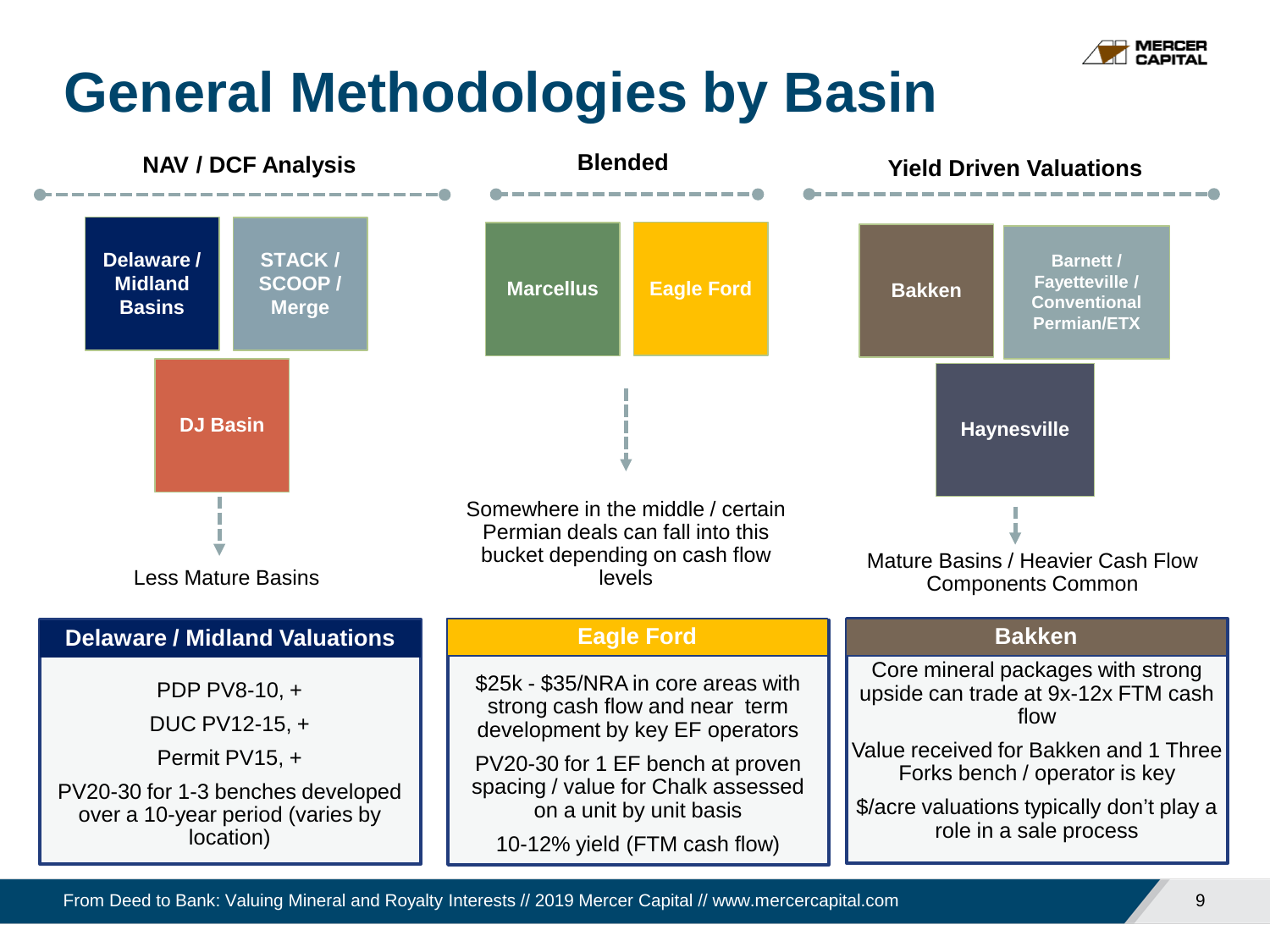# General Methodologies by Basin

## NAV / DCF Analysis

- Delaware / Midland Basins
- STACK / SCOOP / Merge
- DJ Basin

Less Mature Basins

## Blended

- Marcellus
- Eagle Ford

Somewhere in the middle / certain Permian deals can fall into this bucket depending on cash flow levels

## Yield Driven Valuations

- Bakken
- Barnett / Fayetteville / Conventional Permian/ETX
- Haynesville

Mature Basins / Heavier Cash Flow Components Common

### Delaware / Midland Valuations

PDP PV8-10, +

DUC PV12-15, +

Permit PV15, +

PV20-30 for 1-3 benches developed over a 10-year period (varies by location)

### Eagle Ford

$25k - $35/NRA in core areas with strong cash flow and near term development by key EF operators

PV20-30 for 1 EF bench at proven spacing / value for Chalk assessed on a unit by unit basis

10-12% yield (FTM cash flow)

### Bakken

Core mineral packages with strong upside can trade at 9x-12x FTM cash flow

Value received for Bakken and 1 Three Forks bench / operator is key

$/acre valuations typically don't play a role in a sale process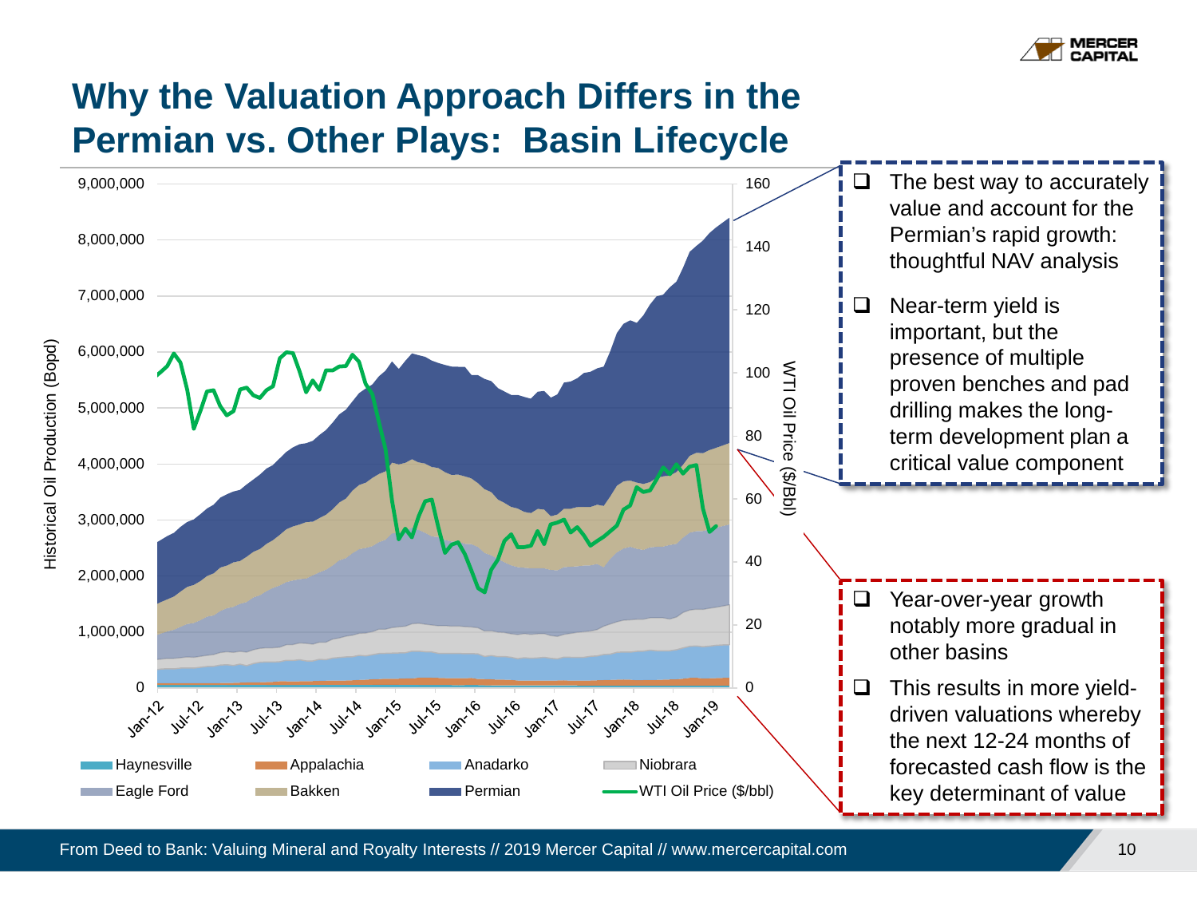# Why the Valuation Approach Differs in the Permian vs. Other Plays: Basin Lifecycle

- The best way to accurately value and account for the Permian's rapid growth: thoughtful NAV analysis
- Near-term yield is important, but the presence of multiple proven benches and pad drilling makes the long-term development plan a critical value component

- Year-over-year growth notably more gradual in other basins
- This results in more yield-driven valuations whereby the next 12-24 months of forecasted cash flow is the key determinant of value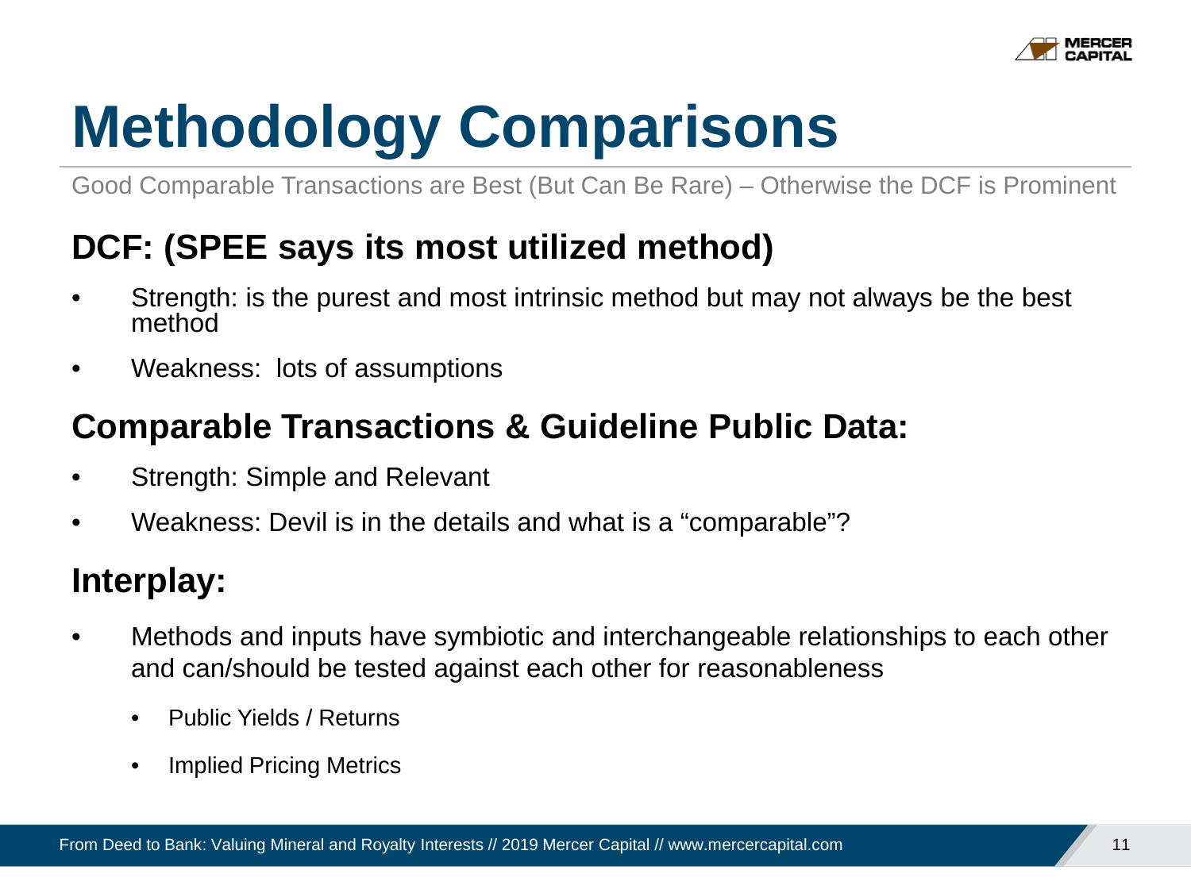# Methodology Comparisons

Good Comparable Transactions are Best (But Can Be Rare) – Otherwise the DCF is Prominent

## DCF: (SPEE says its most utilized method)

- Strength: is the purest and most intrinsic method but may not always be the best method
- Weakness: lots of assumptions

## Comparable Transactions & Guideline Public Data:

- Strength: Simple and Relevant
- Weakness: Devil is in the details and what is a "comparable"?

## Interplay:

- Methods and inputs have symbiotic and interchangeable relationships to each other and can/should be tested against each other for reasonableness
  - Public Yields / Returns
  - Implied Pricing Metrics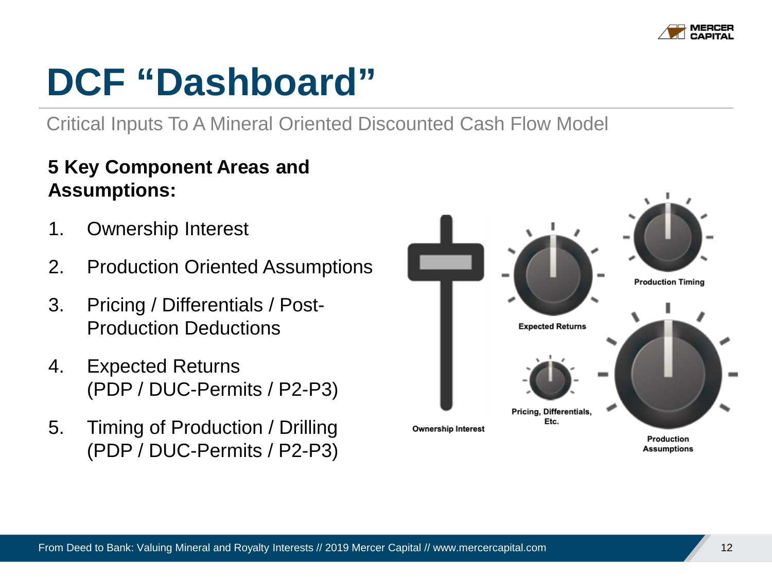# DCF "Dashboard"

Critical Inputs To A Mineral Oriented Discounted Cash Flow Model

**5 Key Component Areas and Assumptions:**

1. Ownership Interest
2. Production Oriented Assumptions
3. Pricing / Differentials / Post-Production Deductions
4. Expected Returns (PDP / DUC-Permits / P2-P3)
5. Timing of Production / Drilling (PDP / DUC-Permits / P2-P3)

Ownership Interest

Expected Returns

Production Timing

Pricing, Differentials, Etc.

Production Assumptions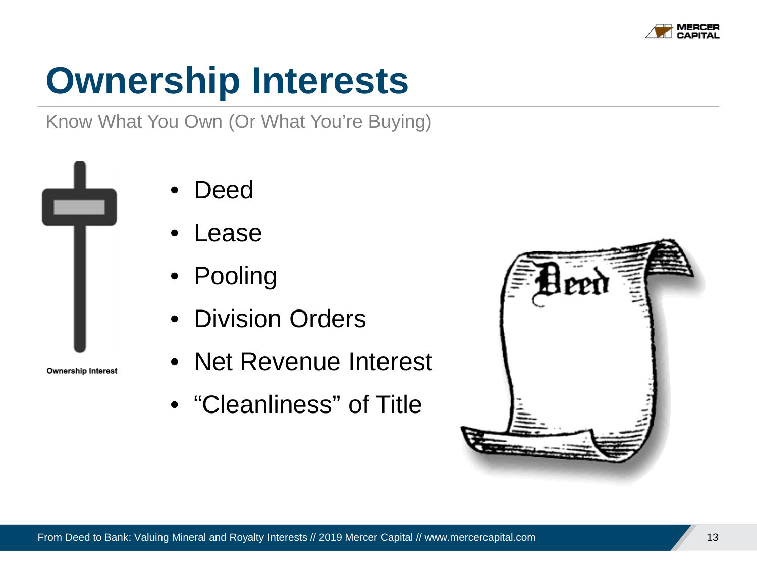# Ownership Interests

Know What You Own (Or What You're Buying)

Ownership Interest

- Deed
- Lease
- Pooling
- Division Orders
- Net Revenue Interest
- "Cleanliness" of Title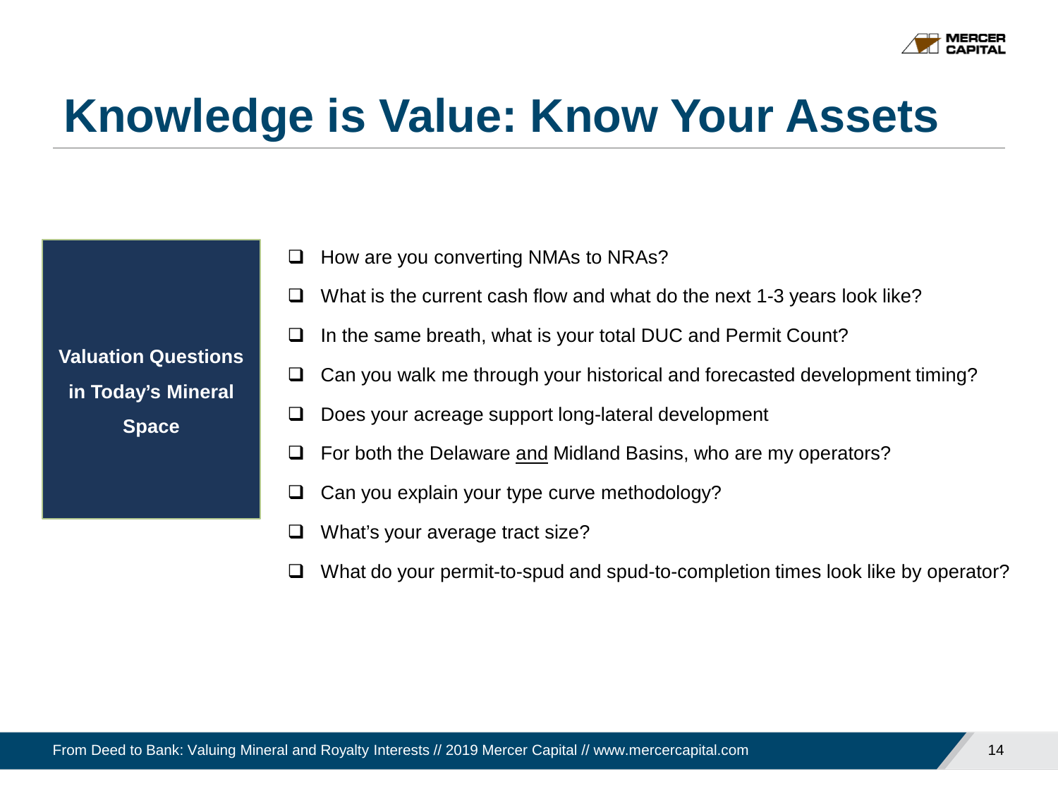# Knowledge is Value: Know Your Assets

**Valuation Questions in Today's Mineral Space**

- How are you converting NMAs to NRAs?
- What is the current cash flow and what do the next 1-3 years look like?
- In the same breath, what is your total DUC and Permit Count?
- Can you walk me through your historical and forecasted development timing?
- Does your acreage support long-lateral development
- For both the Delaware <u>and</u> Midland Basins, who are my operators?
- Can you explain your type curve methodology?
- What's your average tract size?
- What do your permit-to-spud and spud-to-completion times look like by operator?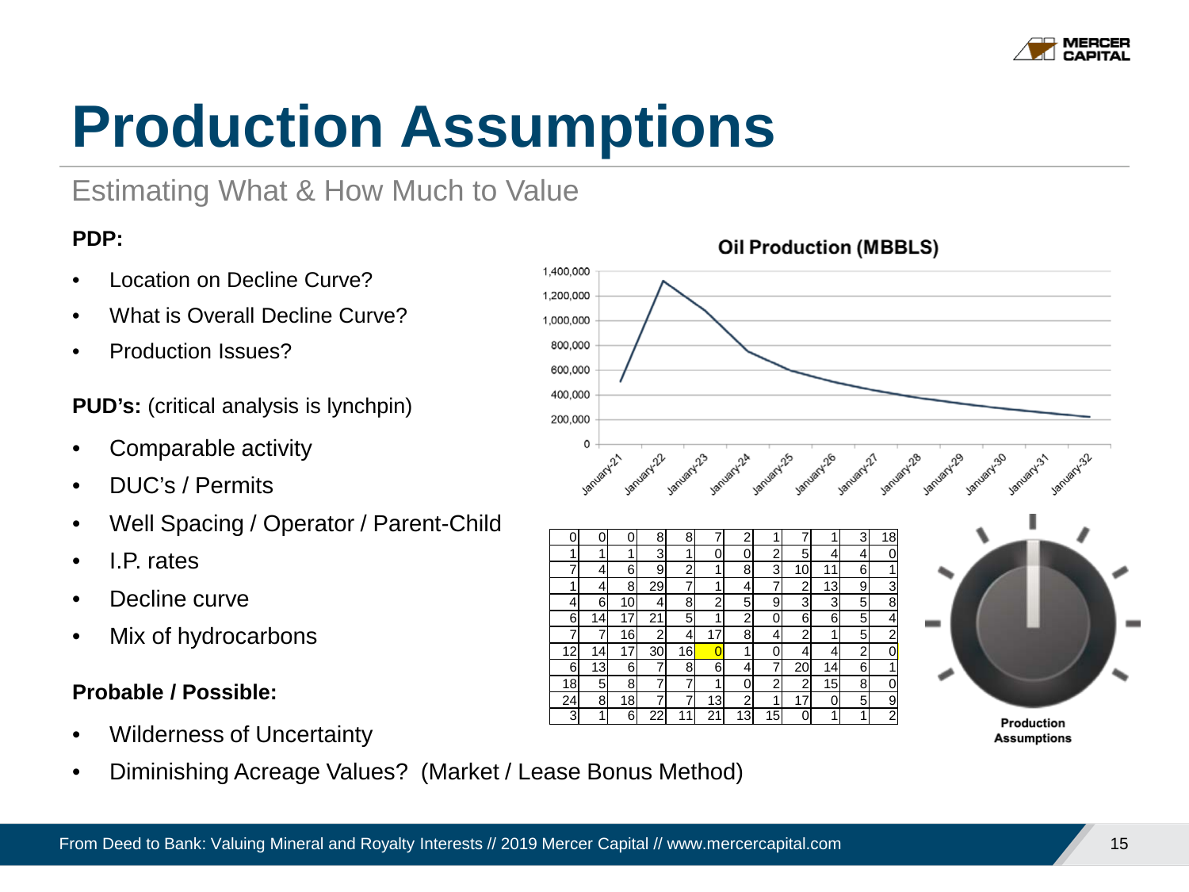# Production Assumptions

## Estimating What & How Much to Value

**PDP:**

- Location on Decline Curve?
- What is Overall Decline Curve?
- Production Issues?

**PUD's:** (critical analysis is lynchpin)

- Comparable activity
- DUC's / Permits
- Well Spacing / Operator / Parent-Child
- I.P. rates
- Decline curve
- Mix of hydrocarbons

**Probable / Possible:**

- Wilderness of Uncertainty
- Diminishing Acreage Values? (Market / Lease Bonus Method)

**Oil Production (MBBLS)**

| 0 | 0 | 0 | 8 | 8 | 7 | 2 | 1 | 7 | 1 | 3 | 18 |
|---|---|---|---|---|---|---|---|---|---|---|---|
| 1 | 1 | 1 | 3 | 1 | 0 | 0 | 2 | 5 | 4 | 4 | 0 |
| 7 | 4 | 6 | 9 | 2 | 1 | 8 | 3 | 10 | 11 | 6 | 1 |
| 1 | 4 | 8 | 29 | 7 | 1 | 4 | 7 | 2 | 13 | 9 | 3 |
| 4 | 6 | 10 | 4 | 8 | 2 | 5 | 9 | 3 | 3 | 5 | 8 |
| 6 | 14 | 17 | 21 | 5 | 1 | 2 | 0 | 6 | 6 | 5 | 4 |
| 7 | 7 | 16 | 2 | 4 | 17 | 8 | 4 | 2 | 1 | 5 | 2 |
| 12 | 14 | 17 | 30 | 16 | 0 | 1 | 0 | 4 | 4 | 2 | 0 |
| 6 | 13 | 6 | 7 | 8 | 6 | 4 | 7 | 20 | 14 | 6 | 1 |
| 18 | 5 | 8 | 7 | 7 | 1 | 0 | 2 | 2 | 15 | 8 | 0 |
| 24 | 8 | 18 | 7 | 7 | 13 | 2 | 1 | 17 | 0 | 5 | 9 |
| 3 | 1 | 6 | 22 | 11 | 21 | 13 | 15 | 0 | 1 | 1 | 2 |

Production Assumptions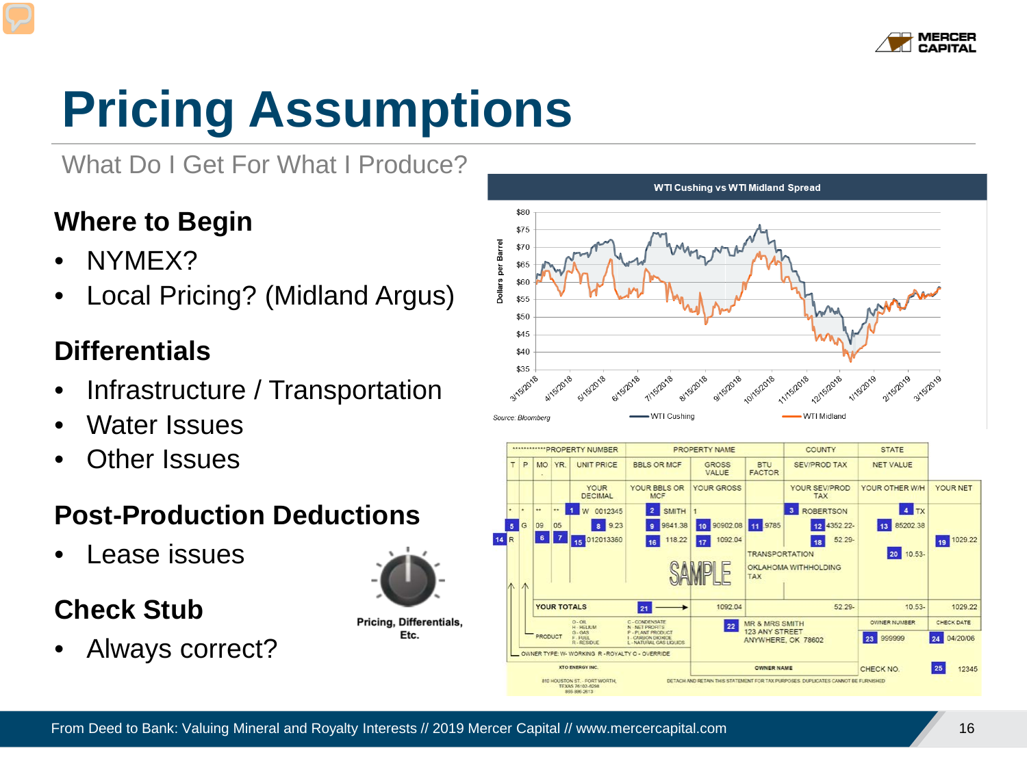# Pricing Assumptions

What Do I Get For What I Produce?

## Where to Begin

- NYMEX?
- Local Pricing? (Midland Argus)

## Differentials

- Infrastructure / Transportation
- Water Issues
- Other Issues

## Post-Production Deductions

- Lease issues

## Check Stub

- Always correct?

Pricing, Differentials, Etc.

**WTI Cushing vs WTI Midland Spread**

Source: Bloomberg

WTI Cushing — WTI Midland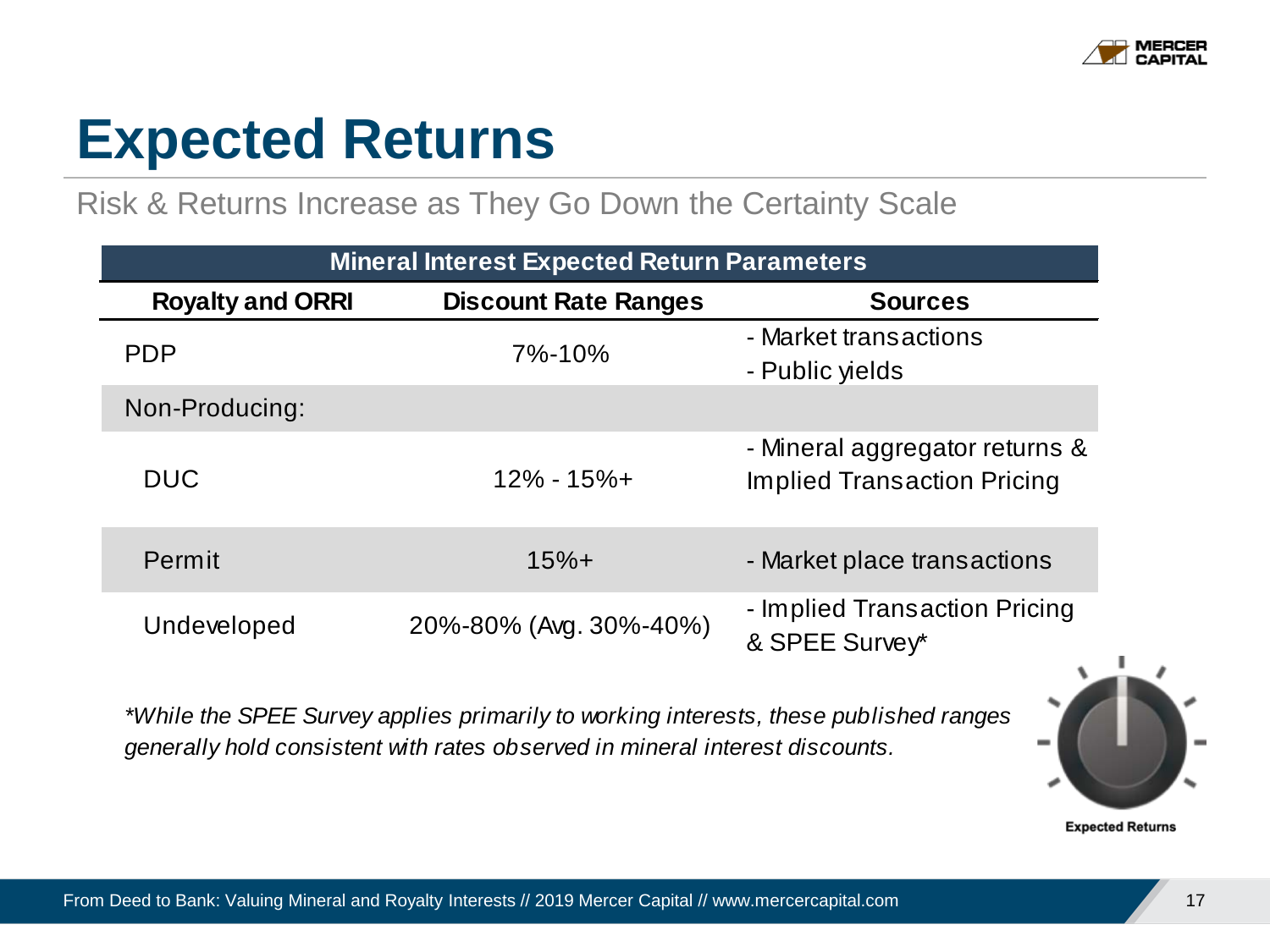# Expected Returns

Risk & Returns Increase as They Go Down the Certainty Scale

| Mineral Interest Expected Return Parameters | | |
|---|---|---|
| **Royalty and ORRI** | **Discount Rate Ranges** | **Sources** |
| PDP | 7%-10% | - Market transactions<br>- Public yields |
| Non-Producing: | | |
| DUC | 12% - 15%+ | - Mineral aggregator returns & Implied Transaction Pricing |
| Permit | 15%+ | - Market place transactions |
| Undeveloped | 20%-80% (Avg. 30%-40%) | - Implied Transaction Pricing & SPEE Survey* |

*\*While the SPEE Survey applies primarily to working interests, these published ranges generally hold consistent with rates observed in mineral interest discounts.*

Expected Returns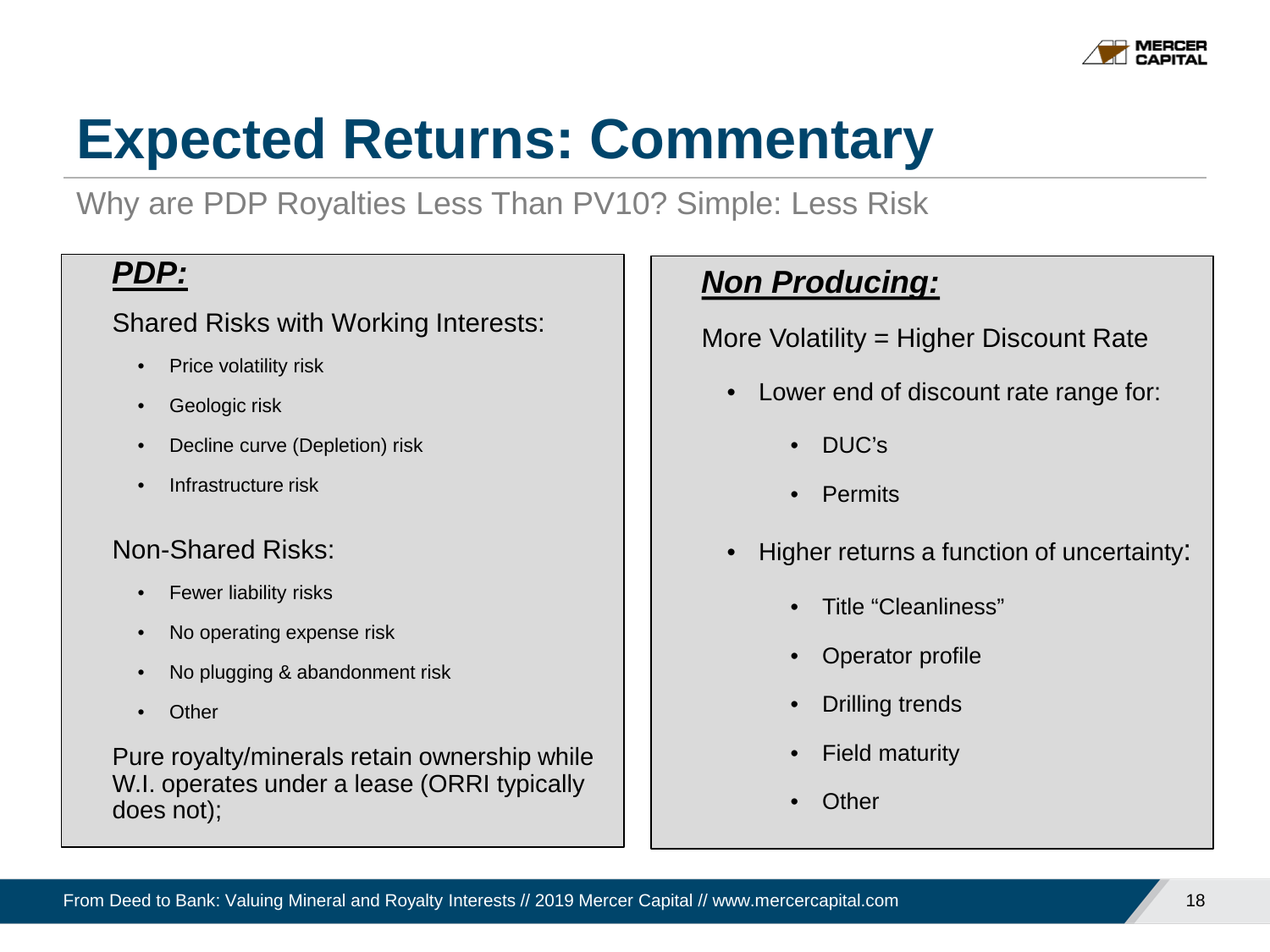# Expected Returns: Commentary

Why are PDP Royalties Less Than PV10? Simple: Less Risk

## ***PDP:***

Shared Risks with Working Interests:

- Price volatility risk
- Geologic risk
- Decline curve (Depletion) risk
- Infrastructure risk

Non-Shared Risks:

- Fewer liability risks
- No operating expense risk
- No plugging & abandonment risk
- Other

Pure royalty/minerals retain ownership while W.I. operates under a lease (ORRI typically does not);

## ***Non Producing:***

More Volatility = Higher Discount Rate

- Lower end of discount rate range for:
  - DUC's
  - Permits
- Higher returns a function of uncertainty:
  - Title "Cleanliness"
  - Operator profile
  - Drilling trends
  - Field maturity
  - Other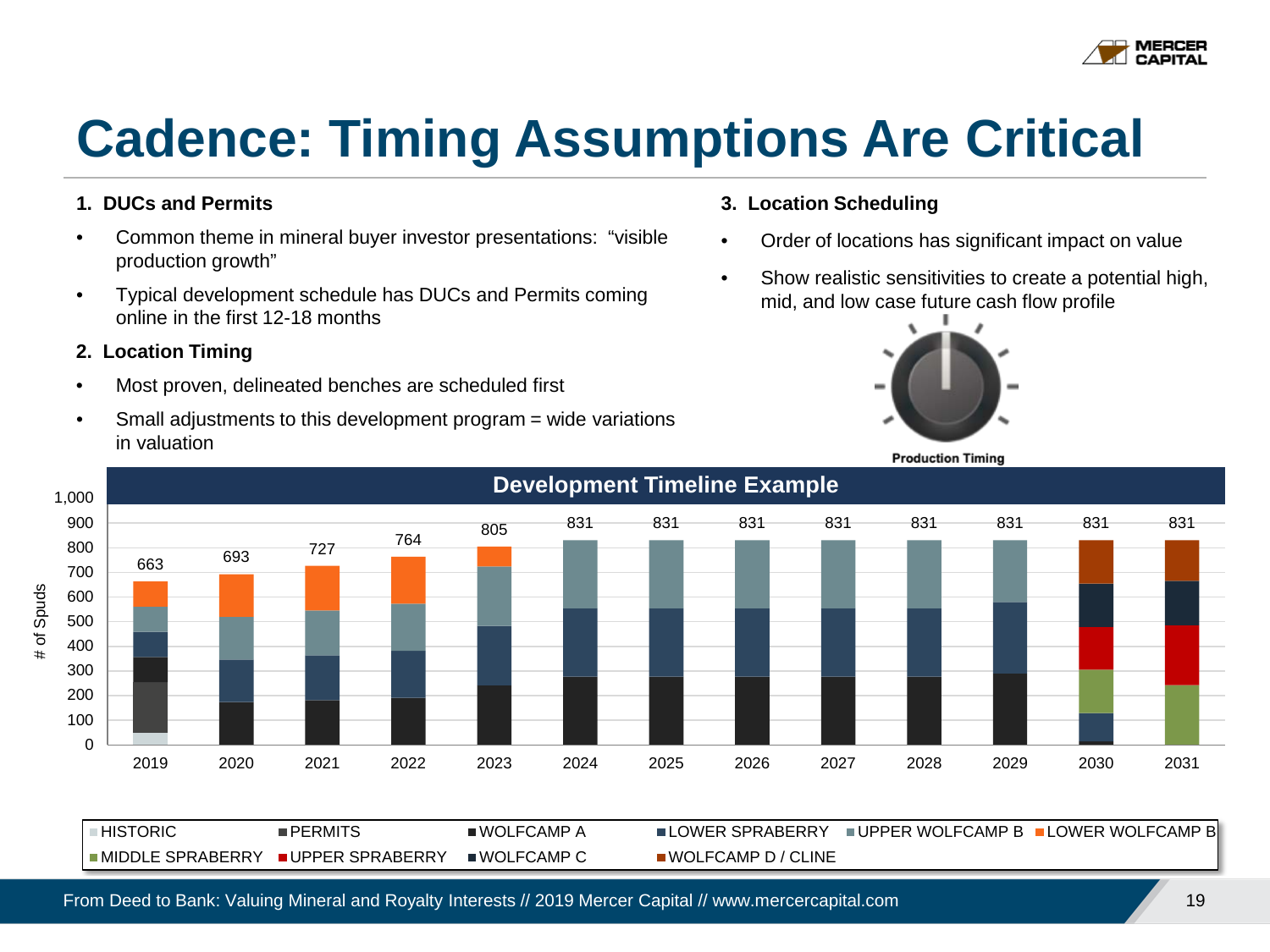# Cadence: Timing Assumptions Are Critical

**1. DUCs and Permits**

- Common theme in mineral buyer investor presentations: "visible production growth"
- Typical development schedule has DUCs and Permits coming online in the first 12-18 months

**2. Location Timing**

- Most proven, delineated benches are scheduled first
- Small adjustments to this development program = wide variations in valuation

**3. Location Scheduling**

- Order of locations has significant impact on value
- Show realistic sensitivities to create a potential high, mid, and low case future cash flow profile

Production Timing

**Development Timeline Example**

| Year | 2019 | 2020 | 2021 | 2022 | 2023 | 2024 | 2025 | 2026 | 2027 | 2028 | 2029 | 2030 | 2031 |
|---|---|---|---|---|---|---|---|---|---|---|---|---|---|
| # of Spuds | 663 | 693 | 727 | 764 | 805 | 831 | 831 | 831 | 831 | 831 | 831 | 831 | 831 |

Legend: HISTORIC, PERMITS, WOLFCAMP A, LOWER SPRABERRY, UPPER WOLFCAMP B, LOWER WOLFCAMP B, MIDDLE SPRABERRY, UPPER SPRABERRY, WOLFCAMP C, WOLFCAMP D / CLINE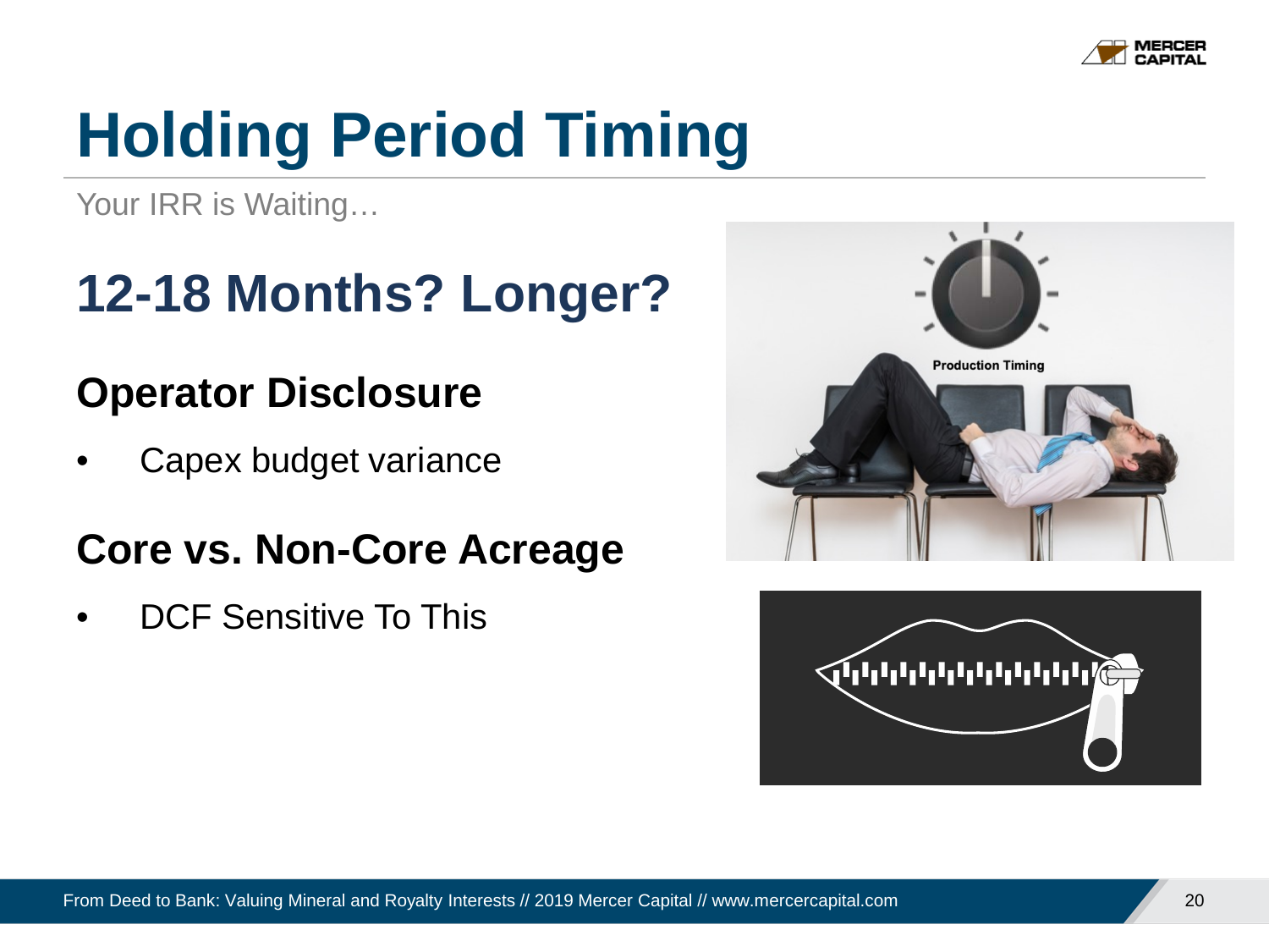# Holding Period Timing

Your IRR is Waiting…

## 12-18 Months? Longer?

### Operator Disclosure

- Capex budget variance

### Core vs. Non-Core Acreage

- DCF Sensitive To This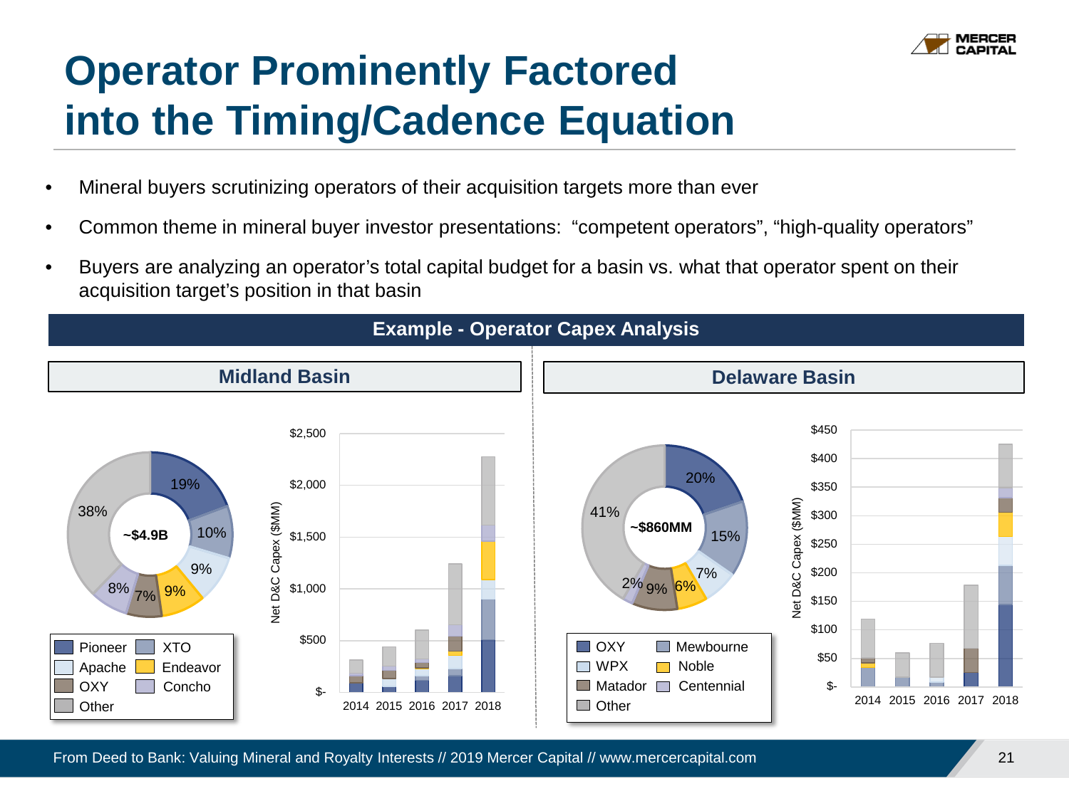# Operator Prominently Factored into the Timing/Cadence Equation

- Mineral buyers scrutinizing operators of their acquisition targets more than ever
- Common theme in mineral buyer investor presentations: “competent operators”, “high-quality operators”
- Buyers are analyzing an operator’s total capital budget for a basin vs. what that operator spent on their acquisition target’s position in that basin

## Example - Operator Capex Analysis

### Midland Basin

~$4.9B

| Operator | Share |
|---|---|
| Pioneer | 19% |
| XTO | 10% |
| Apache | 9% |
| Endeavor | 9% |
| OXY | 7% |
| Concho | 8% |
| Other | 38% |

Net D&C Capex ($MM): $- to $2,500; years 2014, 2015, 2016, 2017, 2018

### Delaware Basin

~$860MM

| Operator | Share |
|---|---|
| OXY | 20% |
| Mewbourne | 15% |
| WPX | 7% |
| Noble | 6% |
| Matador | 9% |
| Centennial | 2% |
| Other | 41% |

Net D&C Capex ($MM): $- to $450; years 2014, 2015, 2016, 2017, 2018

From Deed to Bank: Valuing Mineral and Royalty Interests // 2019 Mercer Capital // www.mercercapital.com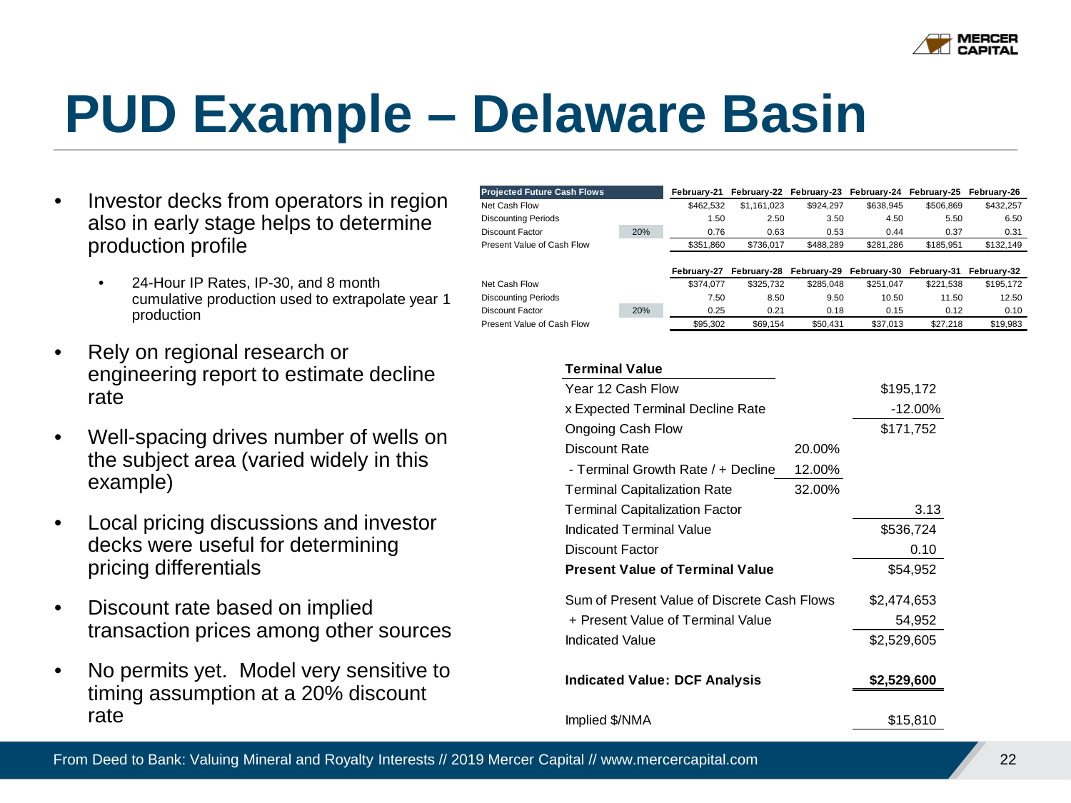# PUD Example – Delaware Basin

- Investor decks from operators in region also in early stage helps to determine production profile
  - 24-Hour IP Rates, IP-30, and 8 month cumulative production used to extrapolate year 1 production
- Rely on regional research or engineering report to estimate decline rate
- Well-spacing drives number of wells on the subject area (varied widely in this example)
- Local pricing discussions and investor decks were useful for determining pricing differentials
- Discount rate based on implied transaction prices among other sources
- No permits yet. Model very sensitive to timing assumption at a 20% discount rate

| Projected Future Cash Flows | | February-21 | February-22 | February-23 | February-24 | February-25 | February-26 |
|---|---|---|---|---|---|---|---|
| Net Cash Flow | | $462,532 | $1,161,023 | $924,297 | $638,945 | $506,869 | $432,257 |
| Discounting Periods | | 1.50 | 2.50 | 3.50 | 4.50 | 5.50 | 6.50 |
| Discount Factor | 20% | 0.76 | 0.63 | 0.53 | 0.44 | 0.37 | 0.31 |
| Present Value of Cash Flow | | $351,860 | $736,017 | $488,289 | $281,286 | $185,951 | $132,149 |
| | | **February-27** | **February-28** | **February-29** | **February-30** | **February-31** | **February-32** |
| Net Cash Flow | | $374,077 | $325,732 | $285,048 | $251,047 | $221,538 | $195,172 |
| Discounting Periods | | 7.50 | 8.50 | 9.50 | 10.50 | 11.50 | 12.50 |
| Discount Factor | 20% | 0.25 | 0.21 | 0.18 | 0.15 | 0.12 | 0.10 |
| Present Value of Cash Flow | | $95,302 | $69,154 | $50,431 | $37,013 | $27,218 | $19,983 |

| Terminal Value | | |
|---|---|---|
| Year 12 Cash Flow | | $195,172 |
| x Expected Terminal Decline Rate | | -12.00% |
| Ongoing Cash Flow | | $171,752 |
| Discount Rate | 20.00% | |
| - Terminal Growth Rate / + Decline | 12.00% | |
| Terminal Capitalization Rate | 32.00% | |
| Terminal Capitalization Factor | | 3.13 |
| Indicated Terminal Value | | $536,724 |
| Discount Factor | | 0.10 |
| **Present Value of Terminal Value** | | $54,952 |
| Sum of Present Value of Discrete Cash Flows | | $2,474,653 |
| + Present Value of Terminal Value | | 54,952 |
| Indicated Value | | $2,529,605 |
| **Indicated Value: DCF Analysis** | | **$2,529,600** |
| Implied $/NMA | | $15,810 |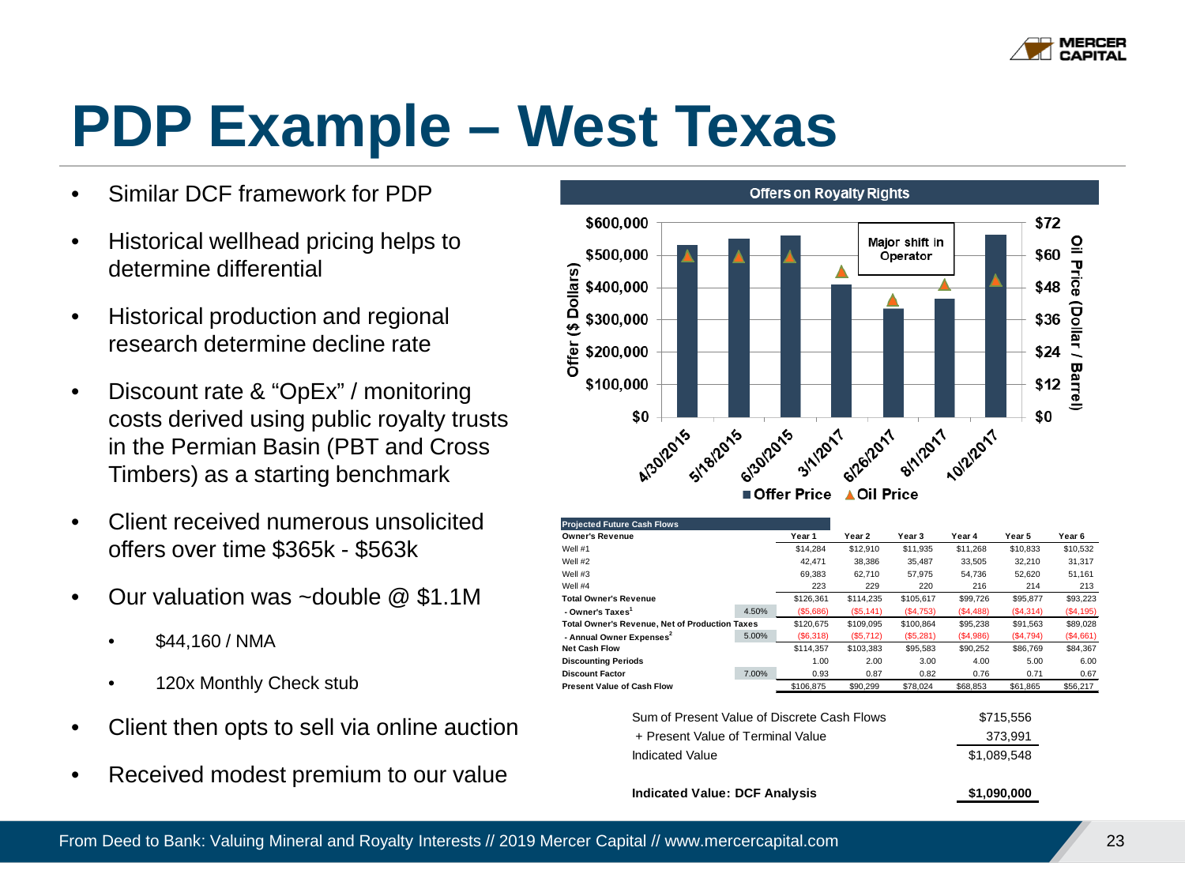# PDP Example – West Texas

- Similar DCF framework for PDP
- Historical wellhead pricing helps to determine differential
- Historical production and regional research determine decline rate
- Discount rate & "OpEx" / monitoring costs derived using public royalty trusts in the Permian Basin (PBT and Cross Timbers) as a starting benchmark
- Client received numerous unsolicited offers over time $365k - $563k
- Our valuation was ~double @ $1.1M
  - $44,160 / NMA
  - 120x Monthly Check stub
- Client then opts to sell via online auction
- Received modest premium to our value

**Offers on Royalty Rights**

Offer ($ Dollars) / Oil Price (Dollar / Barrel)

Dates: 4/30/2015, 5/18/2015, 6/30/2015, 3/1/2017, 6/26/2017, 8/1/2017, 10/2/2017

Major shift in Operator

■ Offer Price ▲ Oil Price

| Projected Future Cash Flows | | Year 1 | Year 2 | Year 3 | Year 4 | Year 5 | Year 6 |
|---|---|---|---|---|---|---|---|
| **Owner's Revenue** | | | | | | | |
| Well #1 | | $14,284 | $12,910 | $11,935 | $11,268 | $10,833 | $10,532 |
| Well #2 | | 42,471 | 38,386 | 35,487 | 33,505 | 32,210 | 31,317 |
| Well #3 | | 69,383 | 62,710 | 57,975 | 54,736 | 52,620 | 51,161 |
| Well #4 | | 223 | 229 | 220 | 216 | 214 | 213 |
| **Total Owner's Revenue** | | $126,361 | $114,235 | $105,617 | $99,726 | $95,877 | $93,223 |
| **- Owner's Taxes**[1] | 4.50% | ($5,686) | ($5,141) | ($4,753) | ($4,488) | ($4,314) | ($4,195) |
| **Total Owner's Revenue, Net of Production Taxes** | | $120,675 | $109,095 | $100,864 | $95,238 | $91,563 | $89,028 |
| **- Annual Owner Expenses**[2] | 5.00% | ($6,318) | ($5,712) | ($5,281) | ($4,986) | ($4,794) | ($4,661) |
| **Net Cash Flow** | | $114,357 | $103,383 | $95,583 | $90,252 | $86,769 | $84,367 |
| **Discounting Periods** | | 1.00 | 2.00 | 3.00 | 4.00 | 5.00 | 6.00 |
| **Discount Factor** | 7.00% | 0.93 | 0.87 | 0.82 | 0.76 | 0.71 | 0.67 |
| **Present Value of Cash Flow** | | $106,875 | $90,299 | $78,024 | $68,853 | $61,865 | $56,217 |

| | |
|---|---|
| Sum of Present Value of Discrete Cash Flows | $715,556 |
| + Present Value of Terminal Value | 373,991 |
| Indicated Value | $1,089,548 |
| **Indicated Value: DCF Analysis** | **$1,090,000** |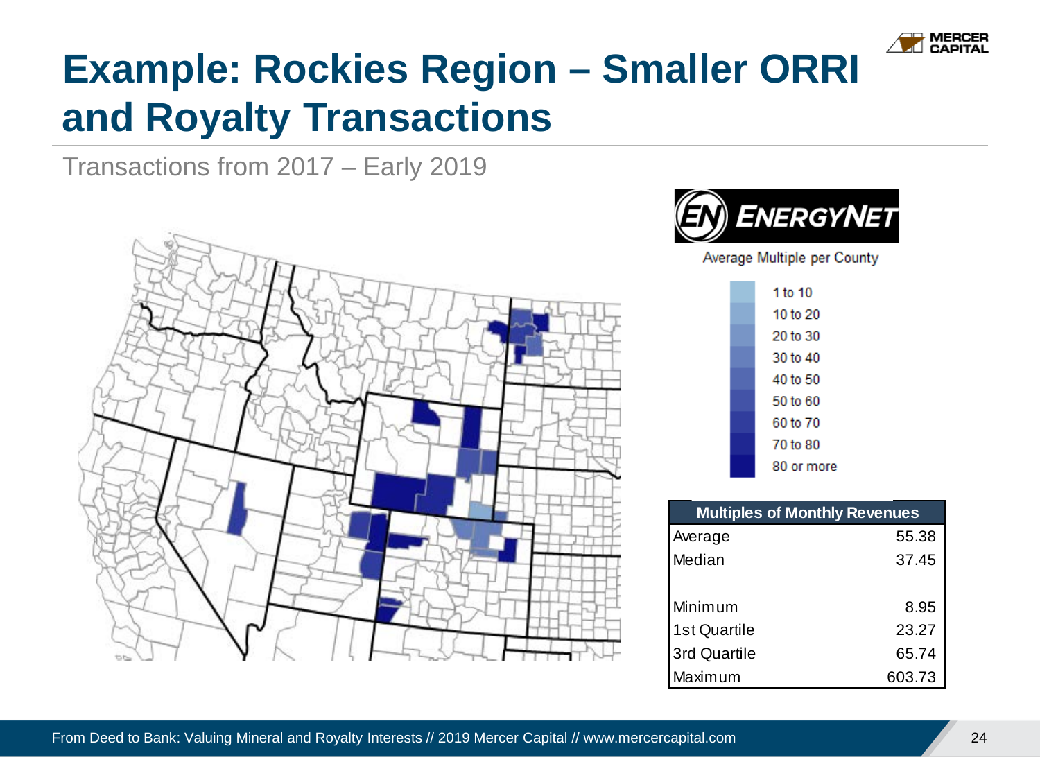# Example: Rockies Region – Smaller ORRI and Royalty Transactions

Transactions from 2017 – Early 2019

ENERGYNET

Average Multiple per County

- 1 to 10
- 10 to 20
- 20 to 30
- 30 to 40
- 40 to 50
- 50 to 60
- 60 to 70
- 70 to 80
- 80 or more

| Multiples of Monthly Revenues | |
|---|---|
| Average | 55.38 |
| Median | 37.45 |
| | |
| Minimum | 8.95 |
| 1st Quartile | 23.27 |
| 3rd Quartile | 65.74 |
| Maximum | 603.73 |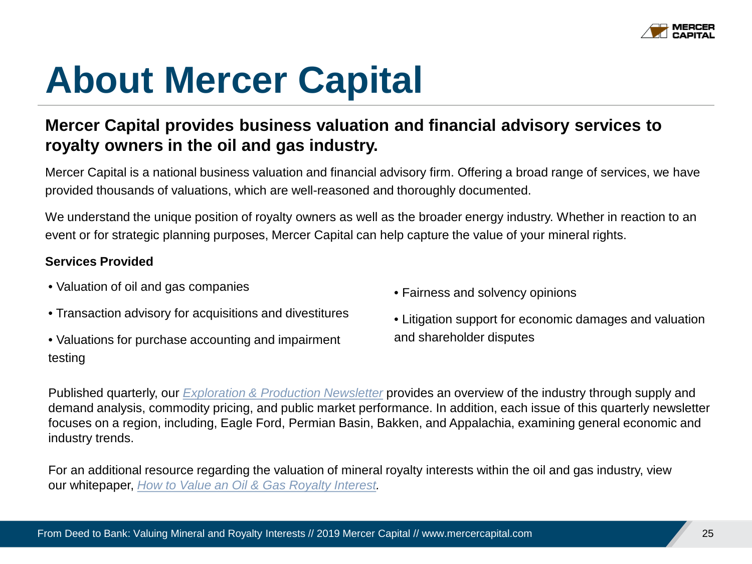# About Mercer Capital

## Mercer Capital provides business valuation and financial advisory services to royalty owners in the oil and gas industry.

Mercer Capital is a national business valuation and financial advisory firm. Offering a broad range of services, we have provided thousands of valuations, which are well-reasoned and thoroughly documented.

We understand the unique position of royalty owners as well as the broader energy industry. Whether in reaction to an event or for strategic planning purposes, Mercer Capital can help capture the value of your mineral rights.

**Services Provided**

- Valuation of oil and gas companies
- Transaction advisory for acquisitions and divestitures
- Valuations for purchase accounting and impairment testing
- Fairness and solvency opinions
- Litigation support for economic damages and valuation and shareholder disputes

Published quarterly, our *Exploration & Production Newsletter* provides an overview of the industry through supply and demand analysis, commodity pricing, and public market performance. In addition, each issue of this quarterly newsletter focuses on a region, including, Eagle Ford, Permian Basin, Bakken, and Appalachia, examining general economic and industry trends.

For an additional resource regarding the valuation of mineral royalty interests within the oil and gas industry, view our whitepaper, *How to Value an Oil & Gas Royalty Interest*.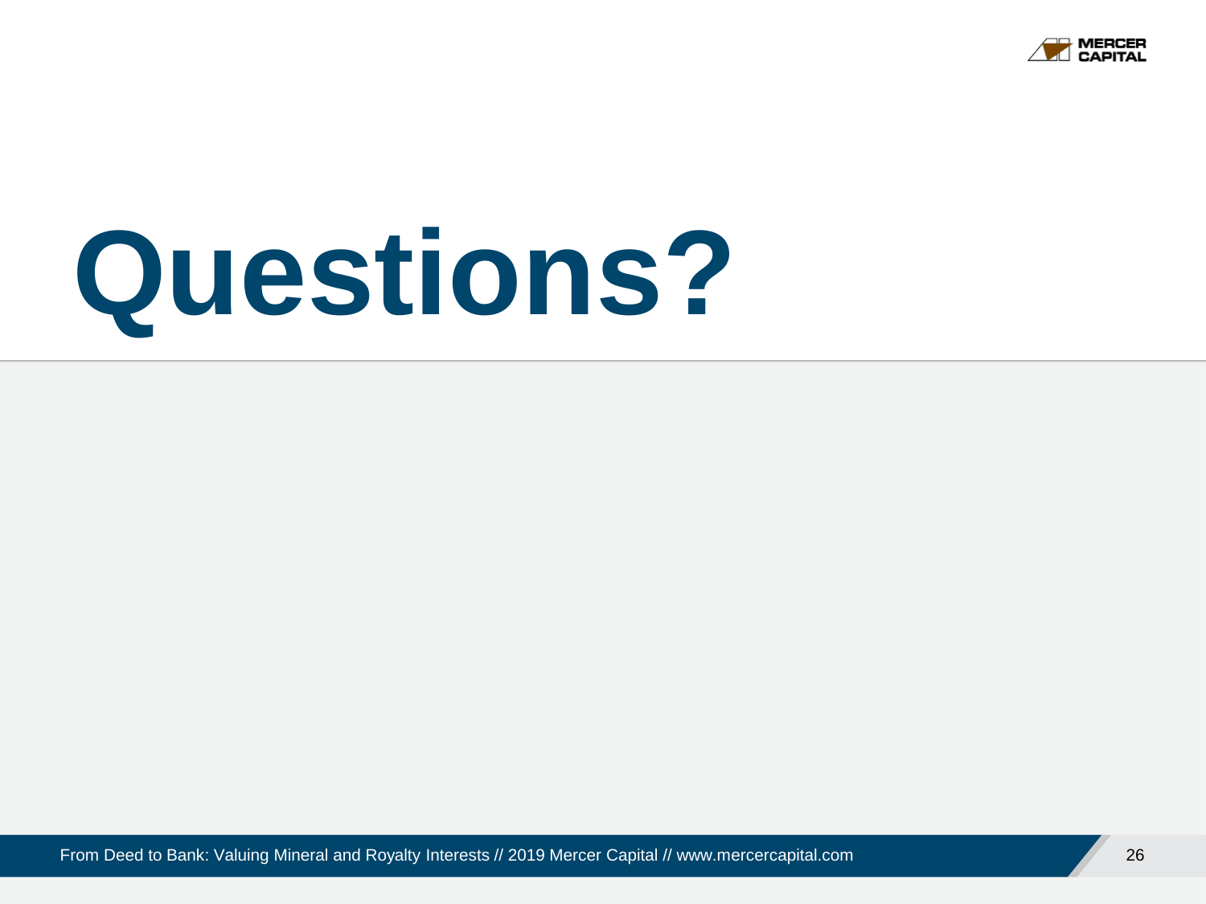# Questions?